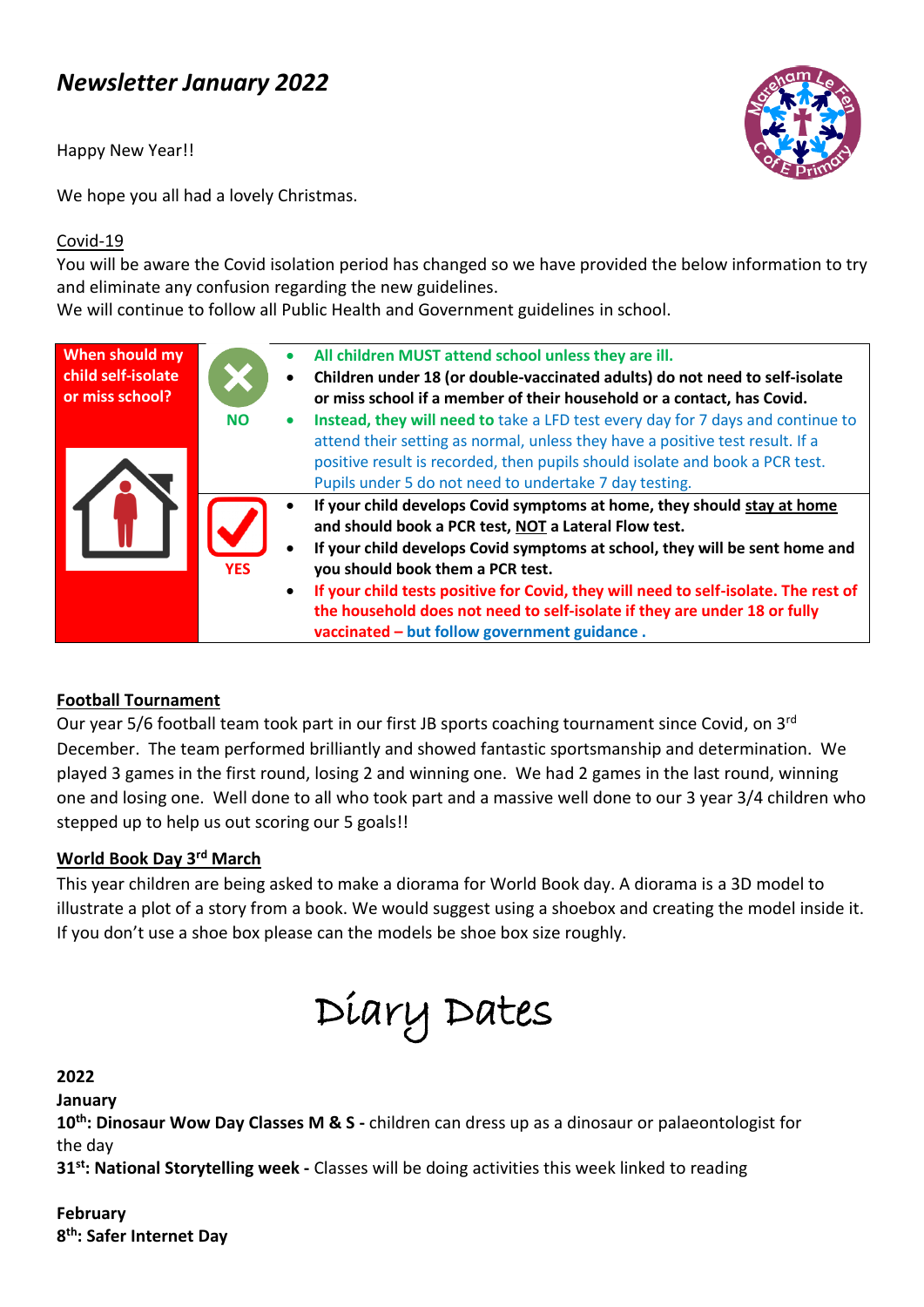# *Newsletter January 2022*

Happy New Year!!

We hope you all had a lovely Christmas.

Covid-19

You will be aware the Covid isolation period has changed so we have provided the below information to try and eliminate any confusion regarding the new guidelines.

We will continue to follow all Public Health and Government guidelines in school.

| When should my child self-isolate or miss school? | | |
|---|---|---|
| | NO | • **All children MUST attend school unless they are ill.**<br>• **Children under 18 (or double-vaccinated adults) do not need to self-isolate or miss school if a member of their household or a contact, has Covid.**<br>• **Instead, they will need to** take a LFD test every day for 7 days and continue to attend their setting as normal, unless they have a positive test result. If a positive result is recorded, then pupils should isolate and book a PCR test. Pupils under 5 do not need to undertake 7 day testing. |
| | YES | • **If your child develops Covid symptoms at home, they should stay at home and should book a PCR test, NOT a Lateral Flow test.**<br>• **If your child develops Covid symptoms at school, they will be sent home and you should book them a PCR test.**<br>• **If your child tests positive for Covid, they will need to self-isolate. The rest of the household does not need to self-isolate if they are under 18 or fully vaccinated – but follow government guidance .** |

**Football Tournament**

Our year 5/6 football team took part in our first JB sports coaching tournament since Covid, on 3rd December. The team performed brilliantly and showed fantastic sportsmanship and determination. We played 3 games in the first round, losing 2 and winning one. We had 2 games in the last round, winning one and losing one. Well done to all who took part and a massive well done to our 3 year 3/4 children who stepped up to help us out scoring our 5 goals!!

**World Book Day 3rd March**

This year children are being asked to make a diorama for World Book day. A diorama is a 3D model to illustrate a plot of a story from a book. We would suggest using a shoebox and creating the model inside it. If you don't use a shoe box please can the models be shoe box size roughly.

## Diary Dates

**2022**

**January**

**10th: Dinosaur Wow Day Classes M & S -** children can dress up as a dinosaur or palaeontologist for the day

**31st: National Storytelling week -** Classes will be doing activities this week linked to reading

**February**

**8th: Safer Internet Day**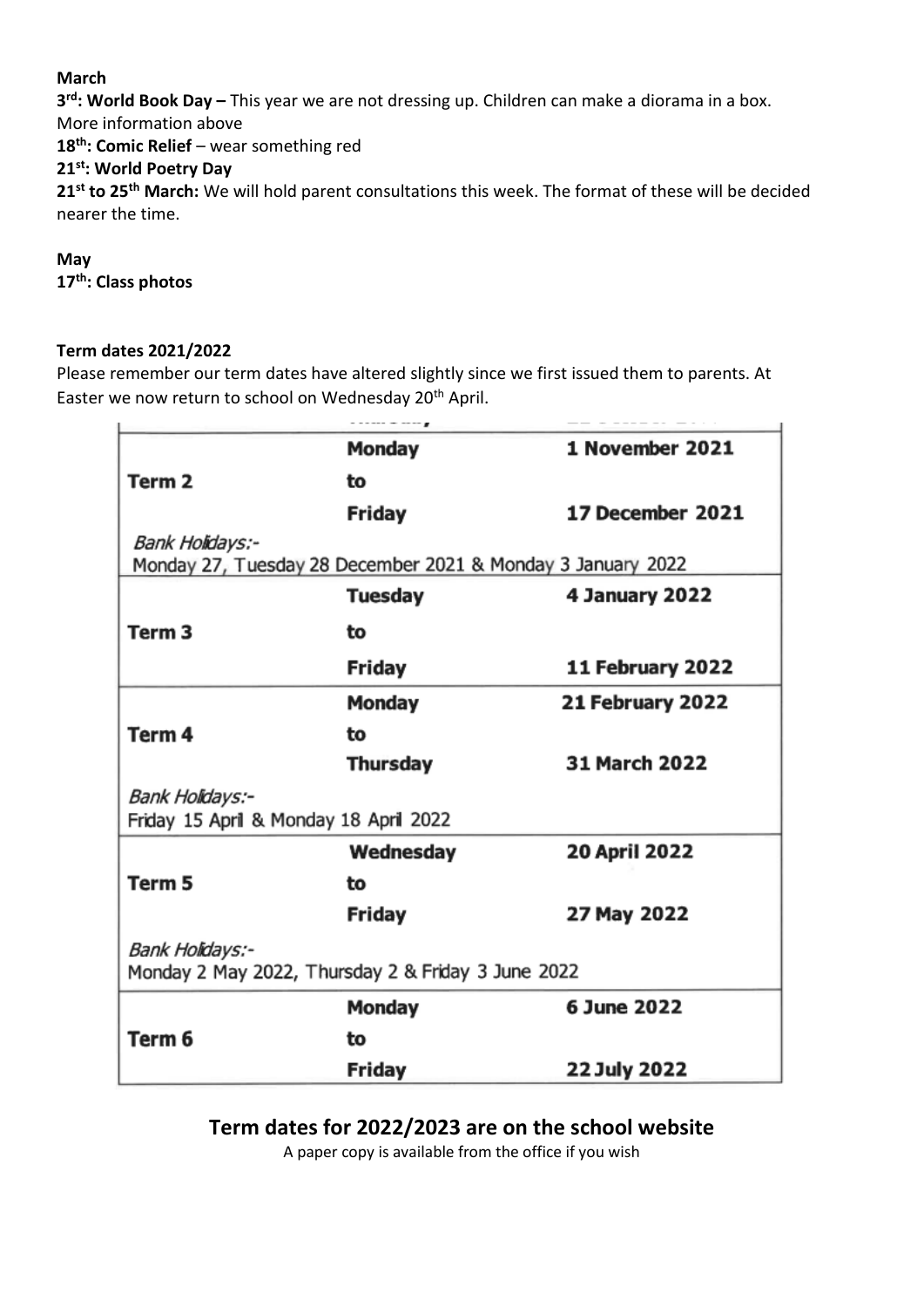**March**

**3rd: World Book Day –** This year we are not dressing up. Children can make a diorama in a box. More information above

**18th: Comic Relief** – wear something red

**21st: World Poetry Day**

**21st to 25th March:** We will hold parent consultations this week. The format of these will be decided nearer the time.

**May**

**17th: Class photos**

**Term dates 2021/2022**

Please remember our term dates have altered slightly since we first issued them to parents. At Easter we now return to school on Wednesday 20th April.

| | | |
|---|---|---|
| **Term 2** | **Monday** to **Friday** | **1 November 2021** **17 December 2021** |
| *Bank Holidays:-* Monday 27, Tuesday 28 December 2021 & Monday 3 January 2022 | | |
| **Term 3** | **Tuesday** to **Friday** | **4 January 2022** **11 February 2022** |
| **Term 4** | **Monday** to **Thursday** | **21 February 2022** **31 March 2022** |
| *Bank Holidays:-* Friday 15 April & Monday 18 April 2022 | | |
| **Term 5** | **Wednesday** to **Friday** | **20 April 2022** **27 May 2022** |
| *Bank Holidays:-* Monday 2 May 2022, Thursday 2 & Friday 3 June 2022 | | |
| **Term 6** | **Monday** to **Friday** | **6 June 2022** **22 July 2022** |

## Term dates for 2022/2023 are on the school website

A paper copy is available from the office if you wish